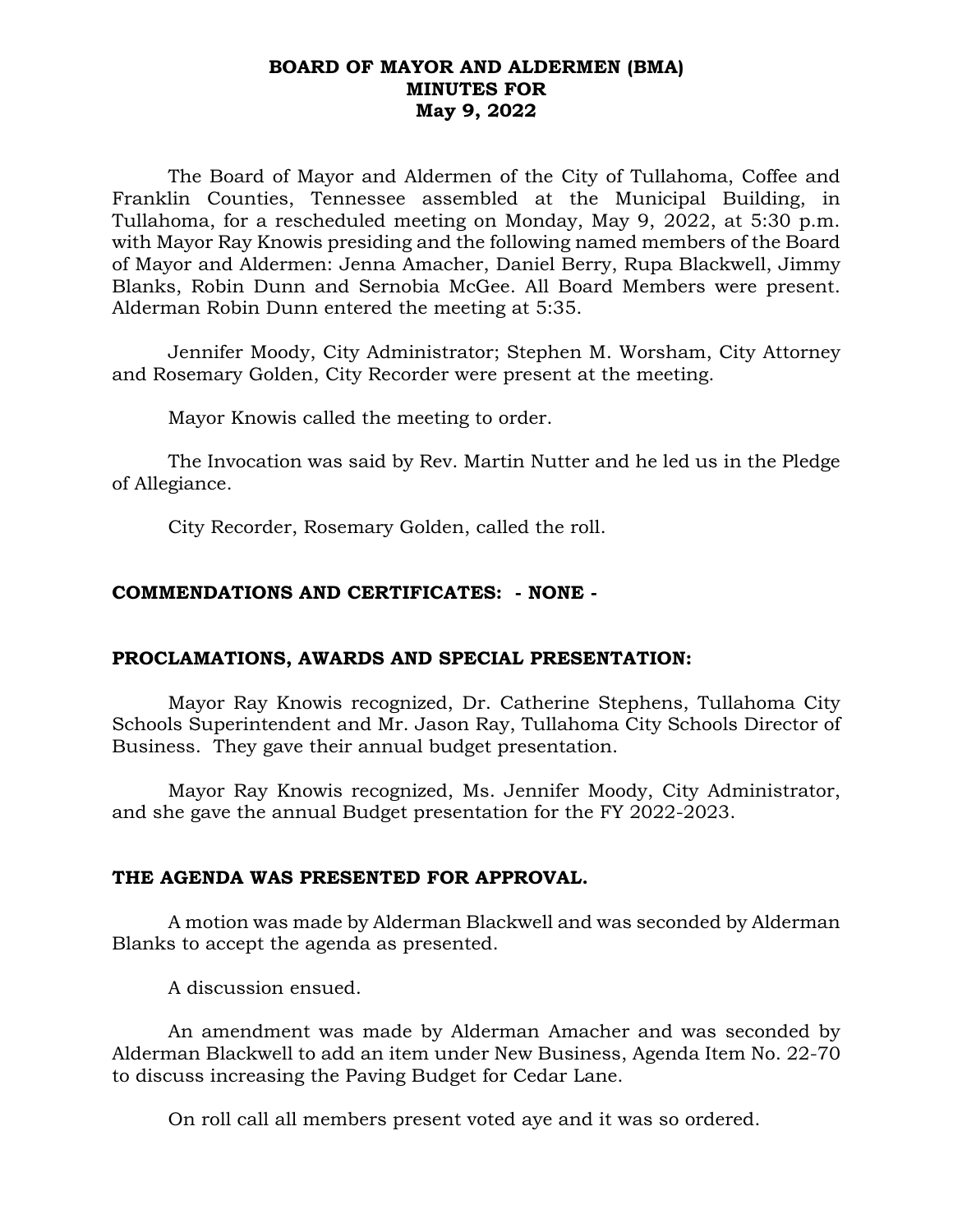**BOARD OF MAYOR AND ALDERMEN (BMA)**
**MINUTES FOR**
**May 9, 2022**

The Board of Mayor and Aldermen of the City of Tullahoma, Coffee and Franklin Counties, Tennessee assembled at the Municipal Building, in Tullahoma, for a rescheduled meeting on Monday, May 9, 2022, at 5:30 p.m. with Mayor Ray Knowis presiding and the following named members of the Board of Mayor and Aldermen: Jenna Amacher, Daniel Berry, Rupa Blackwell, Jimmy Blanks, Robin Dunn and Sernobia McGee. All Board Members were present. Alderman Robin Dunn entered the meeting at 5:35.

Jennifer Moody, City Administrator; Stephen M. Worsham, City Attorney and Rosemary Golden, City Recorder were present at the meeting.

Mayor Knowis called the meeting to order.

The Invocation was said by Rev. Martin Nutter and he led us in the Pledge of Allegiance.

City Recorder, Rosemary Golden, called the roll.

**COMMENDATIONS AND CERTIFICATES: - NONE -**

**PROCLAMATIONS, AWARDS AND SPECIAL PRESENTATION:**

Mayor Ray Knowis recognized, Dr. Catherine Stephens, Tullahoma City Schools Superintendent and Mr. Jason Ray, Tullahoma City Schools Director of Business. They gave their annual budget presentation.

Mayor Ray Knowis recognized, Ms. Jennifer Moody, City Administrator, and she gave the annual Budget presentation for the FY 2022-2023.

**THE AGENDA WAS PRESENTED FOR APPROVAL.**

A motion was made by Alderman Blackwell and was seconded by Alderman Blanks to accept the agenda as presented.

A discussion ensued.

An amendment was made by Alderman Amacher and was seconded by Alderman Blackwell to add an item under New Business, Agenda Item No. 22-70 to discuss increasing the Paving Budget for Cedar Lane.

On roll call all members present voted aye and it was so ordered.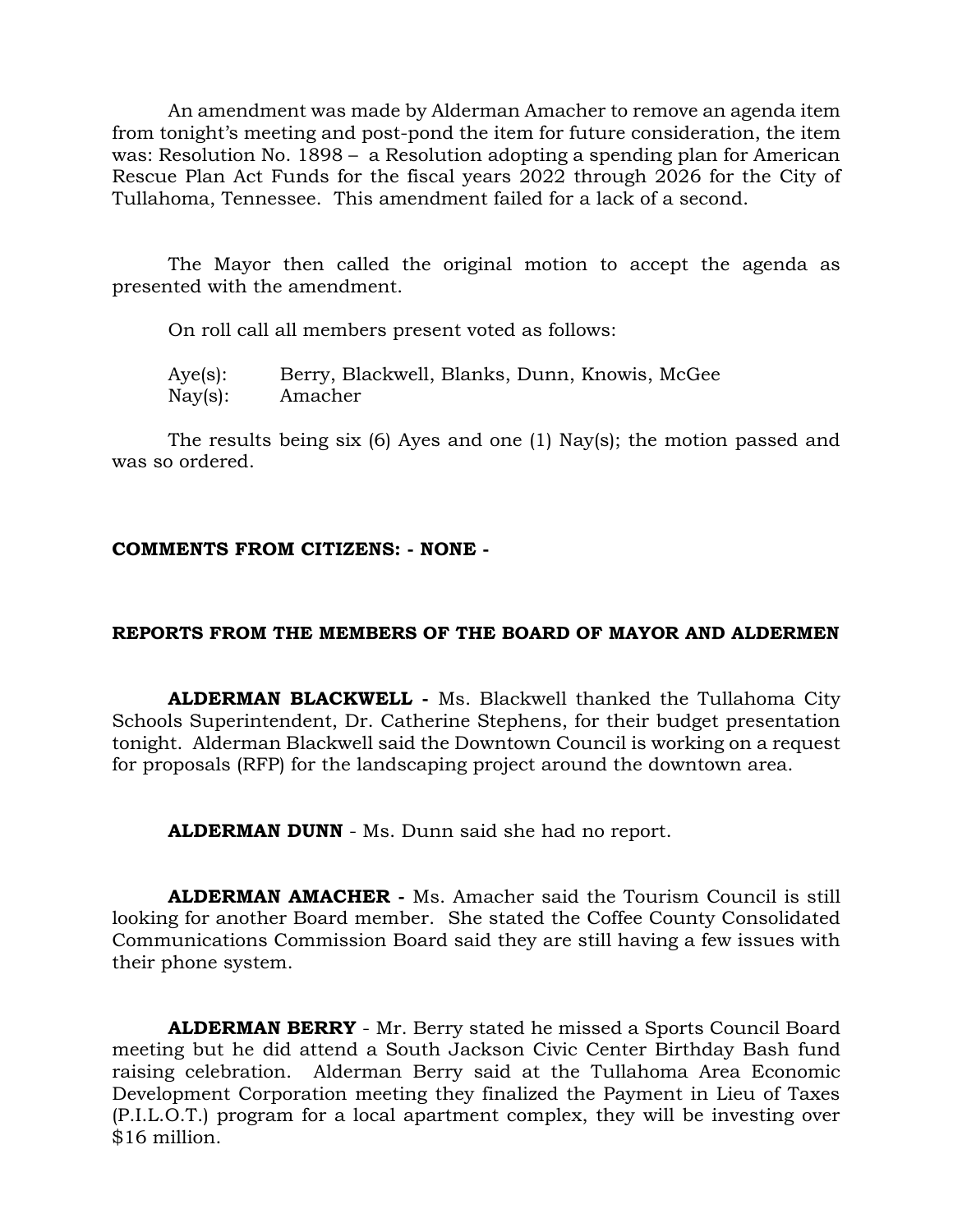An amendment was made by Alderman Amacher to remove an agenda item from tonight's meeting and post-pond the item for future consideration, the item was: Resolution No. 1898 – a Resolution adopting a spending plan for American Rescue Plan Act Funds for the fiscal years 2022 through 2026 for the City of Tullahoma, Tennessee. This amendment failed for a lack of a second.

The Mayor then called the original motion to accept the agenda as presented with the amendment.

On roll call all members present voted as follows:

Aye(s): Berry, Blackwell, Blanks, Dunn, Knowis, McGee
Nay(s): Amacher

The results being six (6) Ayes and one (1) Nay(s); the motion passed and was so ordered.

**COMMENTS FROM CITIZENS: - NONE -**

**REPORTS FROM THE MEMBERS OF THE BOARD OF MAYOR AND ALDERMEN**

**ALDERMAN BLACKWELL -** Ms. Blackwell thanked the Tullahoma City Schools Superintendent, Dr. Catherine Stephens, for their budget presentation tonight. Alderman Blackwell said the Downtown Council is working on a request for proposals (RFP) for the landscaping project around the downtown area.

**ALDERMAN DUNN** - Ms. Dunn said she had no report.

**ALDERMAN AMACHER -** Ms. Amacher said the Tourism Council is still looking for another Board member. She stated the Coffee County Consolidated Communications Commission Board said they are still having a few issues with their phone system.

**ALDERMAN BERRY** - Mr. Berry stated he missed a Sports Council Board meeting but he did attend a South Jackson Civic Center Birthday Bash fund raising celebration. Alderman Berry said at the Tullahoma Area Economic Development Corporation meeting they finalized the Payment in Lieu of Taxes (P.I.L.O.T.) program for a local apartment complex, they will be investing over $16 million.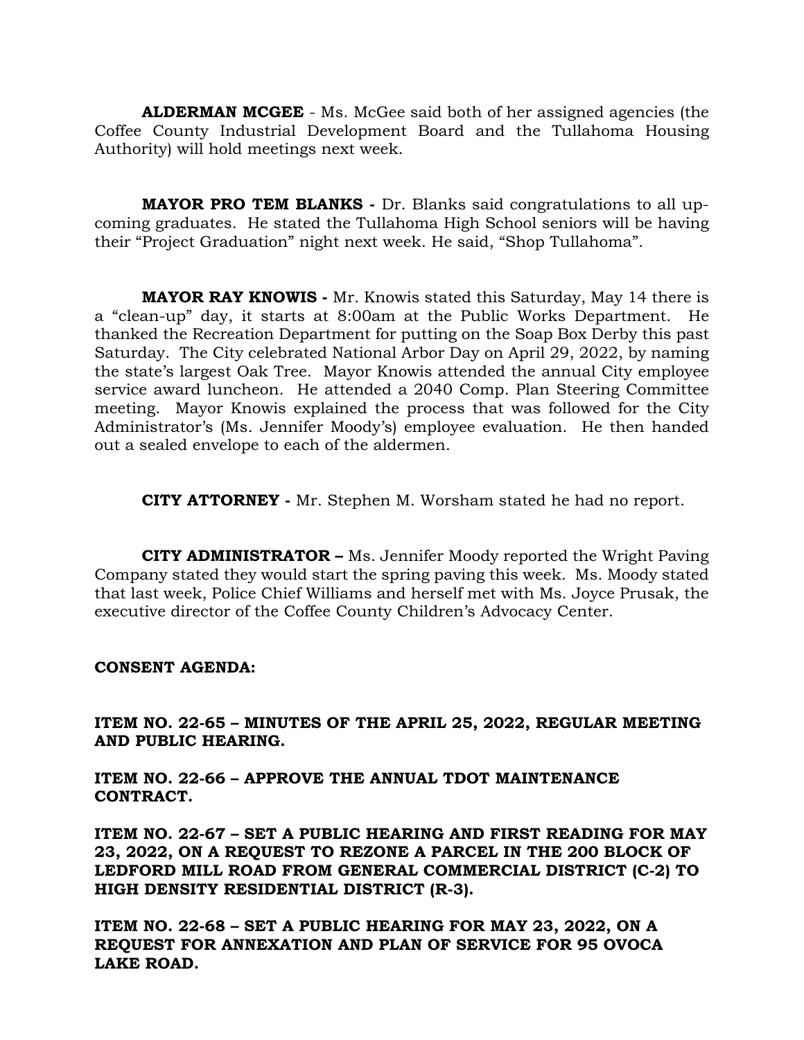**ALDERMAN MCGEE** - Ms. McGee said both of her assigned agencies (the Coffee County Industrial Development Board and the Tullahoma Housing Authority) will hold meetings next week.

**MAYOR PRO TEM BLANKS -** Dr. Blanks said congratulations to all up-coming graduates. He stated the Tullahoma High School seniors will be having their "Project Graduation" night next week. He said, "Shop Tullahoma".

**MAYOR RAY KNOWIS -** Mr. Knowis stated this Saturday, May 14 there is a "clean-up" day, it starts at 8:00am at the Public Works Department. He thanked the Recreation Department for putting on the Soap Box Derby this past Saturday. The City celebrated National Arbor Day on April 29, 2022, by naming the state's largest Oak Tree. Mayor Knowis attended the annual City employee service award luncheon. He attended a 2040 Comp. Plan Steering Committee meeting. Mayor Knowis explained the process that was followed for the City Administrator's (Ms. Jennifer Moody's) employee evaluation. He then handed out a sealed envelope to each of the aldermen.

**CITY ATTORNEY -** Mr. Stephen M. Worsham stated he had no report.

**CITY ADMINISTRATOR –** Ms. Jennifer Moody reported the Wright Paving Company stated they would start the spring paving this week. Ms. Moody stated that last week, Police Chief Williams and herself met with Ms. Joyce Prusak, the executive director of the Coffee County Children's Advocacy Center.

**CONSENT AGENDA:**

**ITEM NO. 22-65 – MINUTES OF THE APRIL 25, 2022, REGULAR MEETING AND PUBLIC HEARING.**

**ITEM NO. 22-66 – APPROVE THE ANNUAL TDOT MAINTENANCE CONTRACT.**

**ITEM NO. 22-67 – SET A PUBLIC HEARING AND FIRST READING FOR MAY 23, 2022, ON A REQUEST TO REZONE A PARCEL IN THE 200 BLOCK OF LEDFORD MILL ROAD FROM GENERAL COMMERCIAL DISTRICT (C-2) TO HIGH DENSITY RESIDENTIAL DISTRICT (R-3).**

**ITEM NO. 22-68 – SET A PUBLIC HEARING FOR MAY 23, 2022, ON A REQUEST FOR ANNEXATION AND PLAN OF SERVICE FOR 95 OVOCA LAKE ROAD.**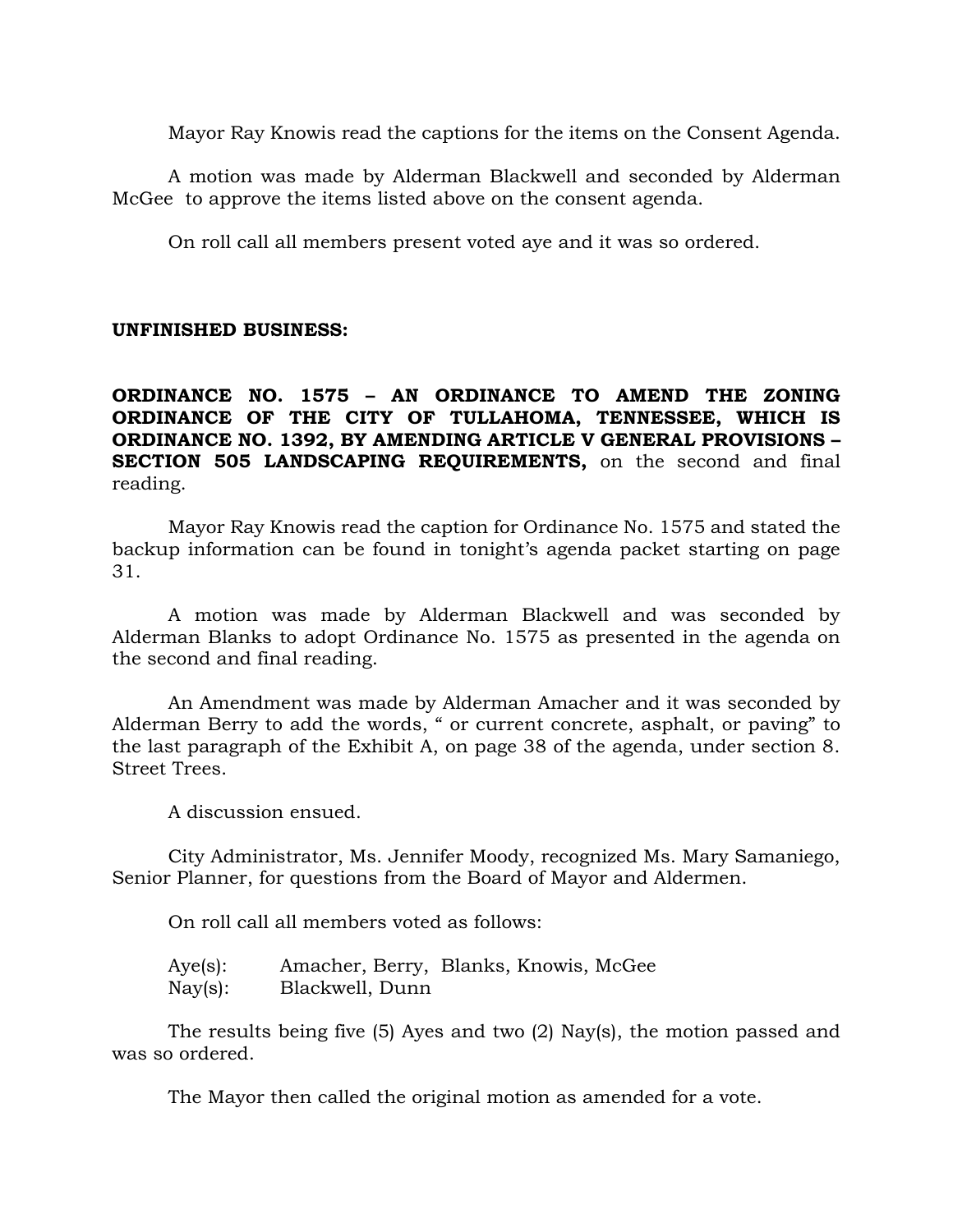Mayor Ray Knowis read the captions for the items on the Consent Agenda.

A motion was made by Alderman Blackwell and seconded by Alderman McGee to approve the items listed above on the consent agenda.

On roll call all members present voted aye and it was so ordered.

**UNFINISHED BUSINESS:**

**ORDINANCE NO. 1575 – AN ORDINANCE TO AMEND THE ZONING ORDINANCE OF THE CITY OF TULLAHOMA, TENNESSEE, WHICH IS ORDINANCE NO. 1392, BY AMENDING ARTICLE V GENERAL PROVISIONS – SECTION 505 LANDSCAPING REQUIREMENTS,** on the second and final reading.

Mayor Ray Knowis read the caption for Ordinance No. 1575 and stated the backup information can be found in tonight's agenda packet starting on page 31.

A motion was made by Alderman Blackwell and was seconded by Alderman Blanks to adopt Ordinance No. 1575 as presented in the agenda on the second and final reading.

An Amendment was made by Alderman Amacher and it was seconded by Alderman Berry to add the words, " or current concrete, asphalt, or paving" to the last paragraph of the Exhibit A, on page 38 of the agenda, under section 8. Street Trees.

A discussion ensued.

City Administrator, Ms. Jennifer Moody, recognized Ms. Mary Samaniego, Senior Planner, for questions from the Board of Mayor and Aldermen.

On roll call all members voted as follows:

Aye(s): Amacher, Berry, Blanks, Knowis, McGee
Nay(s): Blackwell, Dunn

The results being five (5) Ayes and two (2) Nay(s), the motion passed and was so ordered.

The Mayor then called the original motion as amended for a vote.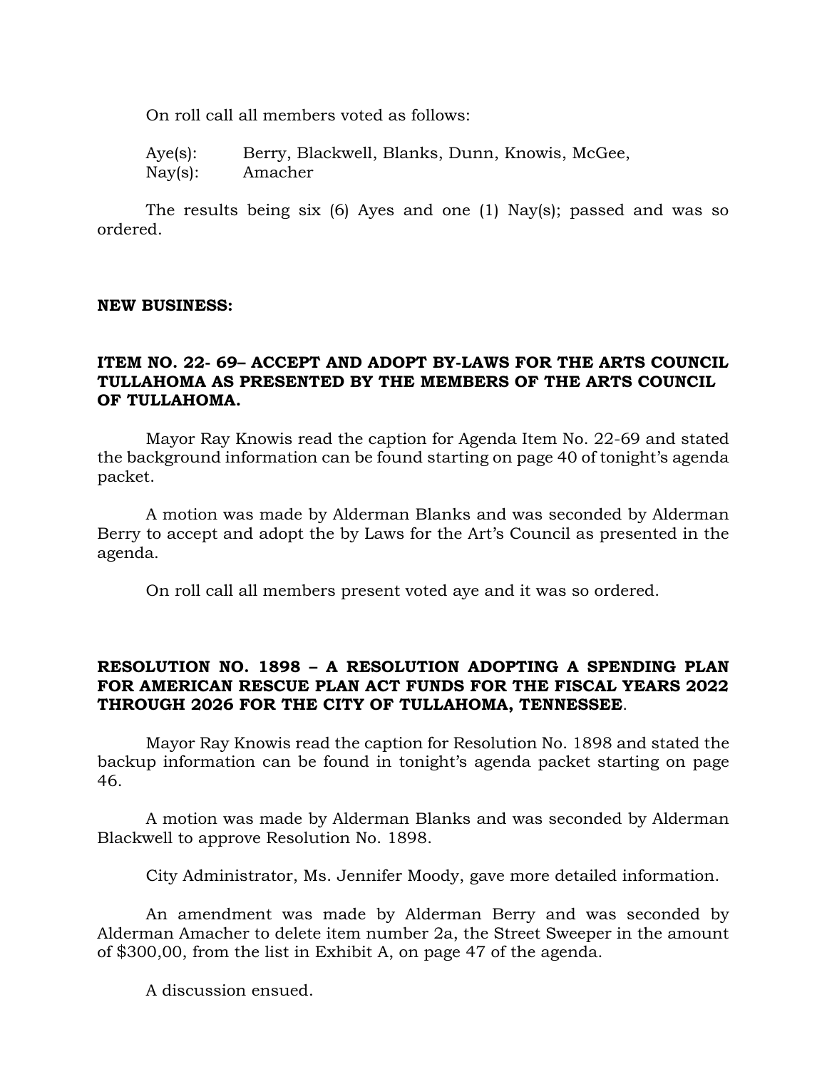On roll call all members voted as follows:

Aye(s): Berry, Blackwell, Blanks, Dunn, Knowis, McGee,
Nay(s): Amacher

The results being six (6) Ayes and one (1) Nay(s); passed and was so ordered.

**NEW BUSINESS:**

**ITEM NO. 22- 69– ACCEPT AND ADOPT BY-LAWS FOR THE ARTS COUNCIL TULLAHOMA AS PRESENTED BY THE MEMBERS OF THE ARTS COUNCIL OF TULLAHOMA.**

Mayor Ray Knowis read the caption for Agenda Item No. 22-69 and stated the background information can be found starting on page 40 of tonight's agenda packet.

A motion was made by Alderman Blanks and was seconded by Alderman Berry to accept and adopt the by Laws for the Art's Council as presented in the agenda.

On roll call all members present voted aye and it was so ordered.

**RESOLUTION NO. 1898 – A RESOLUTION ADOPTING A SPENDING PLAN FOR AMERICAN RESCUE PLAN ACT FUNDS FOR THE FISCAL YEARS 2022 THROUGH 2026 FOR THE CITY OF TULLAHOMA, TENNESSEE**.

Mayor Ray Knowis read the caption for Resolution No. 1898 and stated the backup information can be found in tonight's agenda packet starting on page 46.

A motion was made by Alderman Blanks and was seconded by Alderman Blackwell to approve Resolution No. 1898.

City Administrator, Ms. Jennifer Moody, gave more detailed information.

An amendment was made by Alderman Berry and was seconded by Alderman Amacher to delete item number 2a, the Street Sweeper in the amount of $300,00, from the list in Exhibit A, on page 47 of the agenda.

A discussion ensued.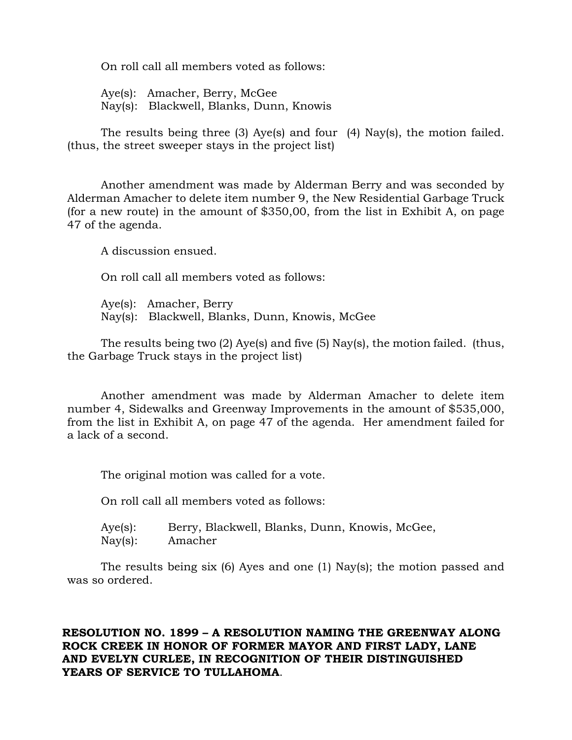On roll call all members voted as follows:

Aye(s): Amacher, Berry, McGee
Nay(s): Blackwell, Blanks, Dunn, Knowis

The results being three (3) Aye(s) and four (4) Nay(s), the motion failed. (thus, the street sweeper stays in the project list)

Another amendment was made by Alderman Berry and was seconded by Alderman Amacher to delete item number 9, the New Residential Garbage Truck (for a new route) in the amount of $350,00, from the list in Exhibit A, on page 47 of the agenda.

A discussion ensued.

On roll call all members voted as follows:

Aye(s): Amacher, Berry
Nay(s): Blackwell, Blanks, Dunn, Knowis, McGee

The results being two (2) Aye(s) and five (5) Nay(s), the motion failed. (thus, the Garbage Truck stays in the project list)

Another amendment was made by Alderman Amacher to delete item number 4, Sidewalks and Greenway Improvements in the amount of $535,000, from the list in Exhibit A, on page 47 of the agenda. Her amendment failed for a lack of a second.

The original motion was called for a vote.

On roll call all members voted as follows:

Aye(s): Berry, Blackwell, Blanks, Dunn, Knowis, McGee,
Nay(s): Amacher

The results being six (6) Ayes and one (1) Nay(s); the motion passed and was so ordered.

**RESOLUTION NO. 1899 – A RESOLUTION NAMING THE GREENWAY ALONG ROCK CREEK IN HONOR OF FORMER MAYOR AND FIRST LADY, LANE AND EVELYN CURLEE, IN RECOGNITION OF THEIR DISTINGUISHED YEARS OF SERVICE TO TULLAHOMA**.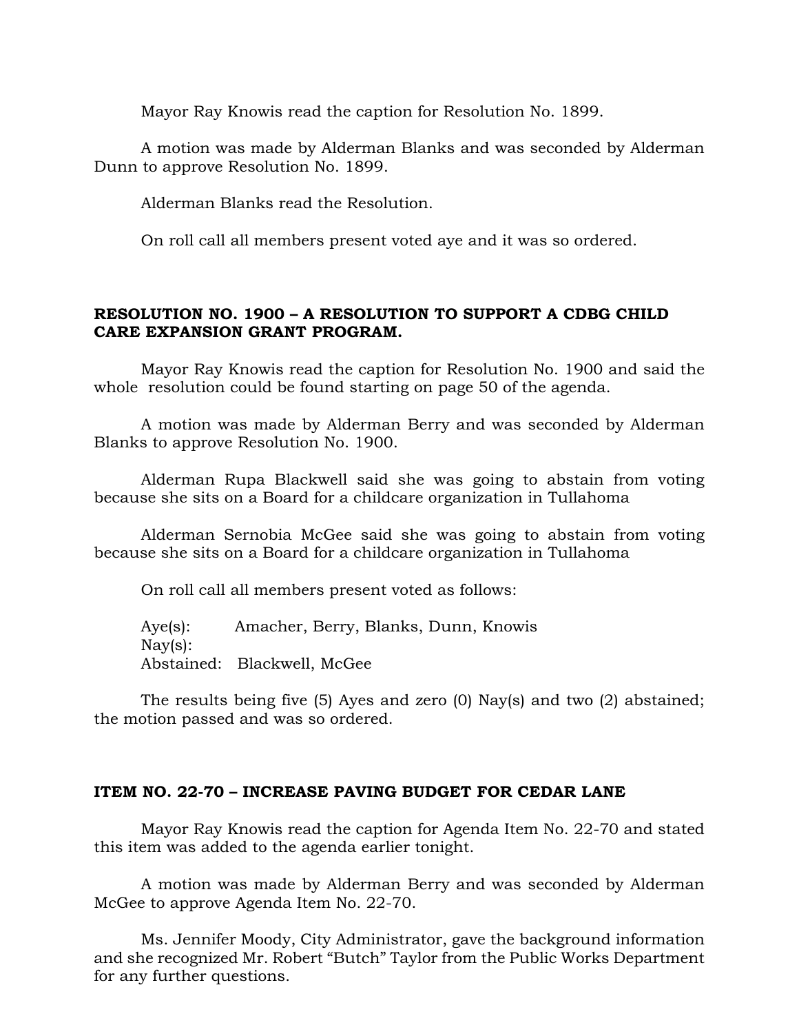Mayor Ray Knowis read the caption for Resolution No. 1899.

A motion was made by Alderman Blanks and was seconded by Alderman Dunn to approve Resolution No. 1899.

Alderman Blanks read the Resolution.

On roll call all members present voted aye and it was so ordered.

**RESOLUTION NO. 1900 – A RESOLUTION TO SUPPORT A CDBG CHILD CARE EXPANSION GRANT PROGRAM.**

Mayor Ray Knowis read the caption for Resolution No. 1900 and said the whole resolution could be found starting on page 50 of the agenda.

A motion was made by Alderman Berry and was seconded by Alderman Blanks to approve Resolution No. 1900.

Alderman Rupa Blackwell said she was going to abstain from voting because she sits on a Board for a childcare organization in Tullahoma

Alderman Sernobia McGee said she was going to abstain from voting because she sits on a Board for a childcare organization in Tullahoma

On roll call all members present voted as follows:

Aye(s): Amacher, Berry, Blanks, Dunn, Knowis
Nay(s):
Abstained: Blackwell, McGee

The results being five (5) Ayes and zero (0) Nay(s) and two (2) abstained; the motion passed and was so ordered.

**ITEM NO. 22-70 – INCREASE PAVING BUDGET FOR CEDAR LANE**

Mayor Ray Knowis read the caption for Agenda Item No. 22-70 and stated this item was added to the agenda earlier tonight.

A motion was made by Alderman Berry and was seconded by Alderman McGee to approve Agenda Item No. 22-70.

Ms. Jennifer Moody, City Administrator, gave the background information and she recognized Mr. Robert "Butch" Taylor from the Public Works Department for any further questions.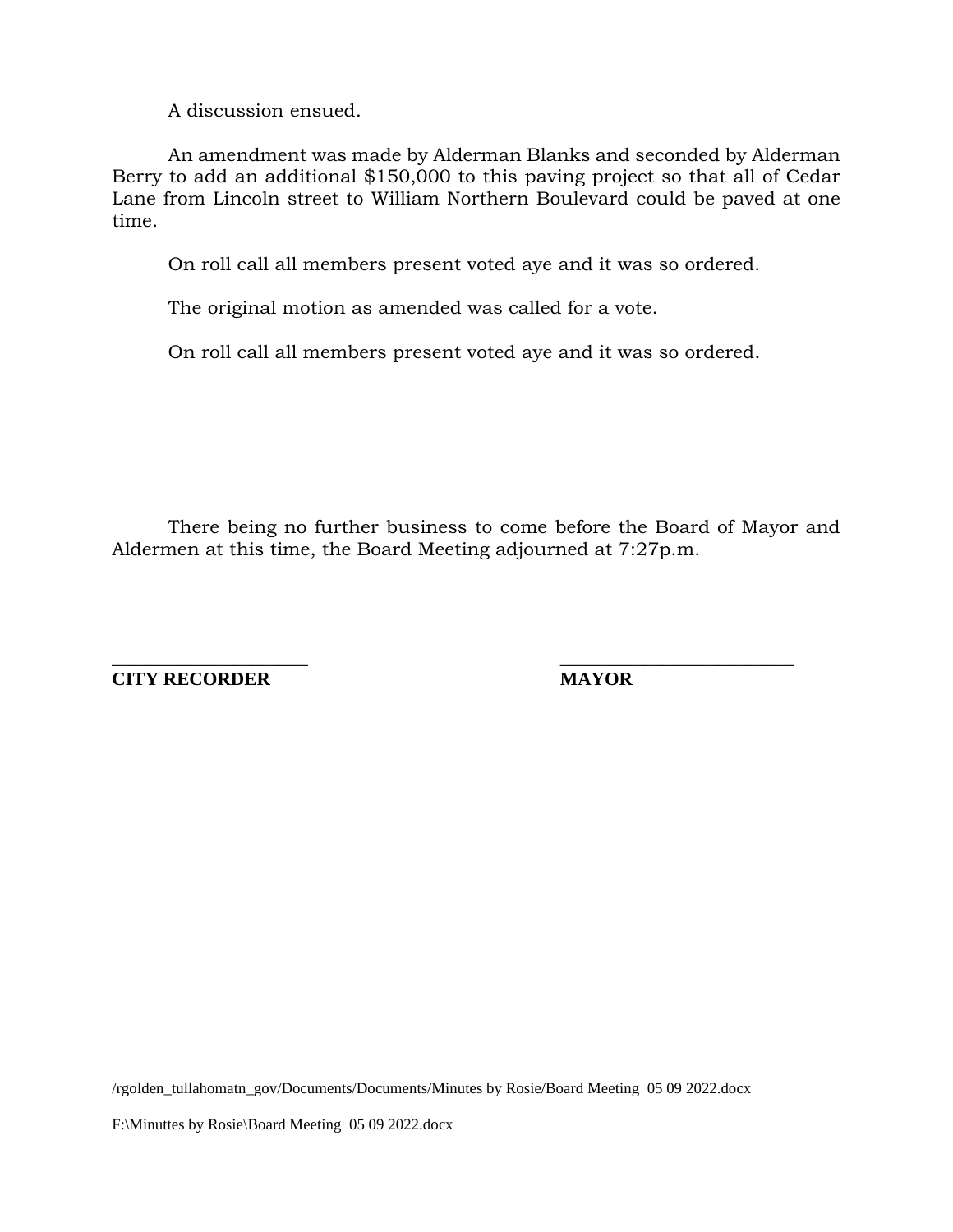A discussion ensued.

An amendment was made by Alderman Blanks and seconded by Alderman Berry to add an additional $150,000 to this paving project so that all of Cedar Lane from Lincoln street to William Northern Boulevard could be paved at one time.

On roll call all members present voted aye and it was so ordered.

The original motion as amended was called for a vote.

On roll call all members present voted aye and it was so ordered.

There being no further business to come before the Board of Mayor and Aldermen at this time, the Board Meeting adjourned at 7:27p.m.

_____________________ _________________________

**CITY RECORDER** **MAYOR**

/rgolden_tullahomatn_gov/Documents/Documents/Minutes by Rosie/Board Meeting 05 09 2022.docx

F:\Minuttes by Rosie\Board Meeting 05 09 2022.docx